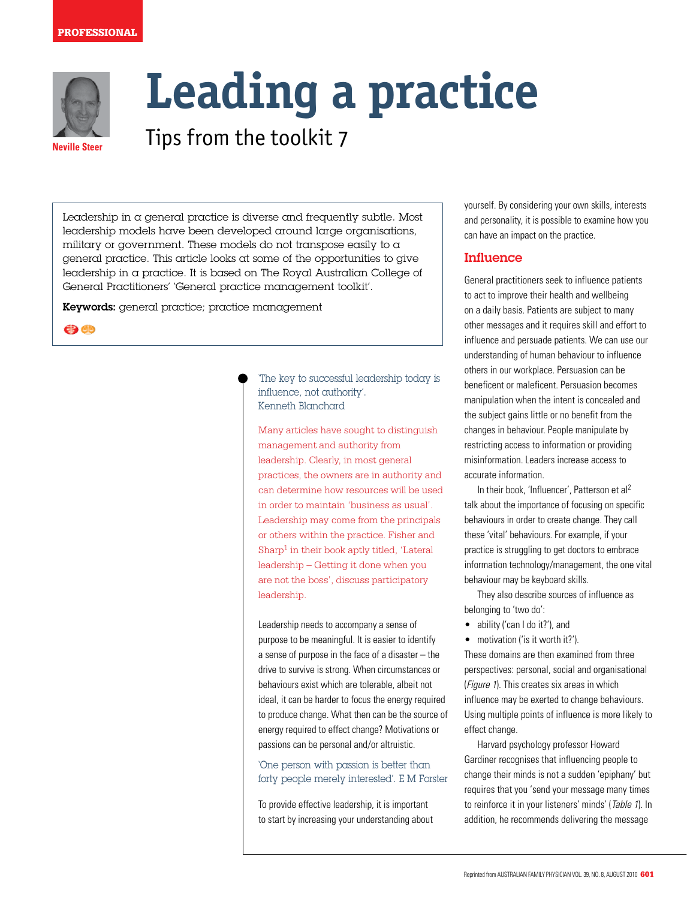PROFESSIONAL

Neville Steer

# Leading a practice

## Tips from the toolkit 7

Leadership in a general practice is diverse and frequently subtle. Most leadership models have been developed around large organisations, military or government. These models do not transpose easily to a general practice. This article looks at some of the opportunities to give leadership in a practice. It is based on The Royal Australian College of General Practitioners' 'General practice management toolkit'.

**Keywords:** general practice; practice management

'The key to successful leadership today is influence, not authority'. Kenneth Blanchard

Many articles have sought to distinguish management and authority from leadership. Clearly, in most general practices, the owners are in authority and can determine how resources will be used in order to maintain 'business as usual'. Leadership may come from the principals or others within the practice. Fisher and Sharp[1] in their book aptly titled, 'Lateral leadership – Getting it done when you are not the boss', discuss participatory leadership.

Leadership needs to accompany a sense of purpose to be meaningful. It is easier to identify a sense of purpose in the face of a disaster – the drive to survive is strong. When circumstances or behaviours exist which are tolerable, albeit not ideal, it can be harder to focus the energy required to produce change. What then can be the source of energy required to effect change? Motivations or passions can be personal and/or altruistic.

'One person with passion is better than forty people merely interested'. E M Forster

To provide effective leadership, it is important to start by increasing your understanding about yourself. By considering your own skills, interests and personality, it is possible to examine how you can have an impact on the practice.

### Influence

General practitioners seek to influence patients to act to improve their health and wellbeing on a daily basis. Patients are subject to many other messages and it requires skill and effort to influence and persuade patients. We can use our understanding of human behaviour to influence others in our workplace. Persuasion can be beneficent or maleficent. Persuasion becomes manipulation when the intent is concealed and the subject gains little or no benefit from the changes in behaviour. People manipulate by restricting access to information or providing misinformation. Leaders increase access to accurate information.

In their book, 'Influencer', Patterson et al[2] talk about the importance of focusing on specific behaviours in order to create change. They call these 'vital' behaviours. For example, if your practice is struggling to get doctors to embrace information technology/management, the one vital behaviour may be keyboard skills.

They also describe sources of influence as belonging to 'two do':

- ability ('can I do it?'), and
- motivation ('is it worth it?').

These domains are then examined from three perspectives: personal, social and organisational (*Figure 1*). This creates six areas in which influence may be exerted to change behaviours. Using multiple points of influence is more likely to effect change.

Harvard psychology professor Howard Gardiner recognises that influencing people to change their minds is not a sudden 'epiphany' but requires that you 'send your message many times to reinforce it in your listeners' minds' (*Table 1*). In addition, he recommends delivering the message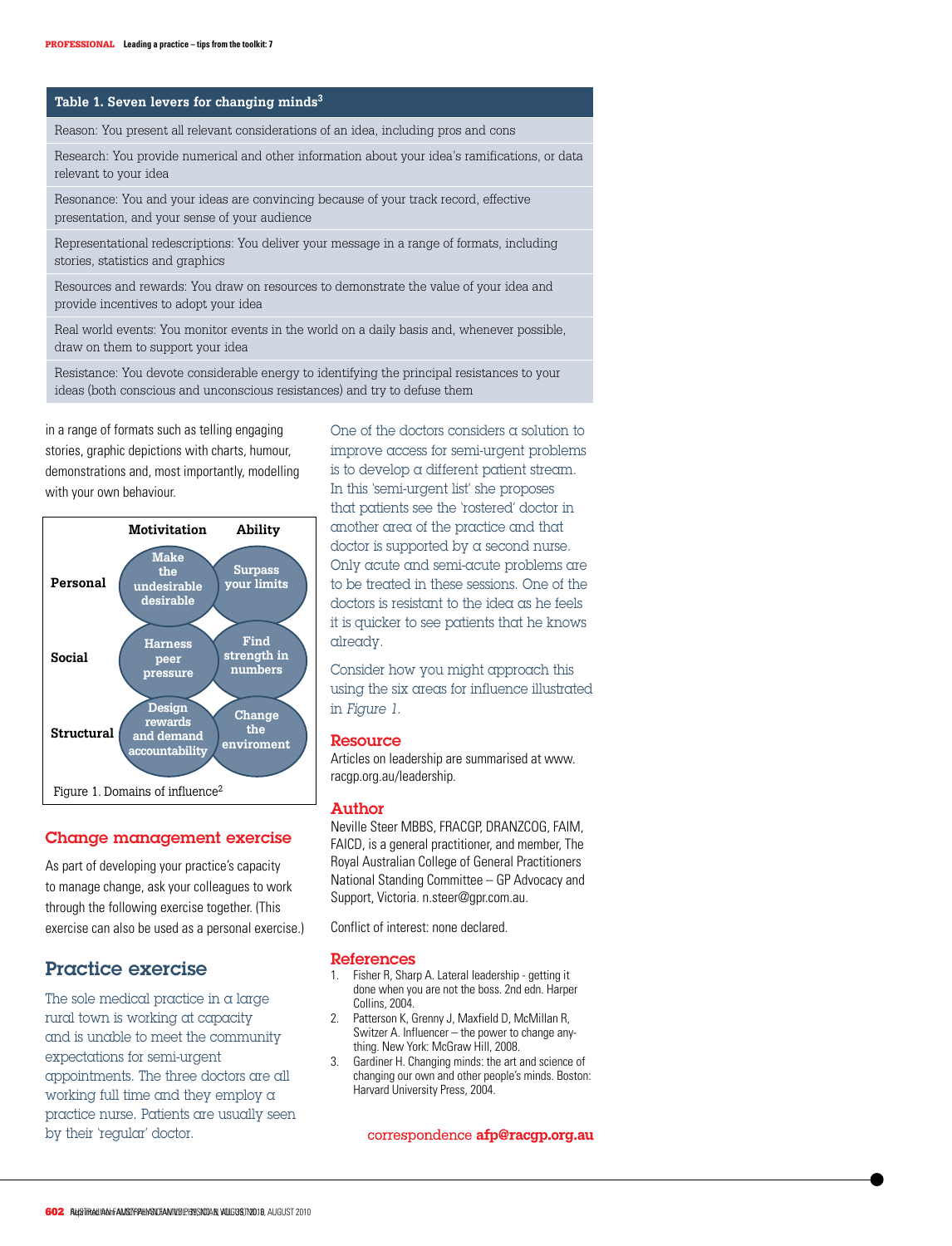| Table 1. Seven levers for changing minds[3] |
|---|
| Reason: You present all relevant considerations of an idea, including pros and cons |
| Research: You provide numerical and other information about your idea's ramifications, or data relevant to your idea |
| Resonance: You and your ideas are convincing because of your track record, effective presentation, and your sense of your audience |
| Representational redescriptions: You deliver your message in a range of formats, including stories, statistics and graphics |
| Resources and rewards: You draw on resources to demonstrate the value of your idea and provide incentives to adopt your idea |
| Real world events: You monitor events in the world on a daily basis and, whenever possible, draw on them to support your idea |
| Resistance: You devote considerable energy to identifying the principal resistances to your ideas (both conscious and unconscious resistances) and try to defuse them |

in a range of formats such as telling engaging stories, graphic depictions with charts, humour, demonstrations and, most importantly, modelling with your own behaviour.

Motivitation
Ability
Personal
Make the undesirable desirable
Surpass your limits
Social
Harness peer pressure
Find strength in numbers
Structural
Design rewards and demand accountability
Change the enviroment

Figure 1. Domains of influence[2]

## Change management exercise

As part of developing your practice's capacity to manage change, ask your colleagues to work through the following exercise together. (This exercise can also be used as a personal exercise.)

## Practice exercise

The sole medical practice in a large rural town is working at capacity and is unable to meet the community expectations for semi-urgent appointments. The three doctors are all working full time and they employ a practice nurse. Patients are usually seen by their 'regular' doctor.

One of the doctors considers a solution to improve access for semi-urgent problems is to develop a different patient stream. In this 'semi-urgent list' she proposes that patients see the 'rostered' doctor in another area of the practice and that doctor is supported by a second nurse. Only acute and semi-acute problems are to be treated in these sessions. One of the doctors is resistant to the idea as he feels it is quicker to see patients that he knows already.

Consider how you might approach this using the six areas for influence illustrated in *Figure 1*.

## Resource

Articles on leadership are summarised at www.racgp.org.au/leadership.

## Author

Neville Steer MBBS, FRACGP, DRANZCOG, FAIM, FAICD, is a general practitioner, and member, The Royal Australian College of General Practitioners National Standing Committee – GP Advocacy and Support, Victoria. n.steer@gpr.com.au.

Conflict of interest: none declared.

## References

1. Fisher R, Sharp A. Lateral leadership - getting it done when you are not the boss. 2nd edn. Harper Collins, 2004.
2. Patterson K, Grenny J, Maxfield D, McMillan R, Switzer A. Influencer – the power to change anything. New York: McGraw Hill, 2008.
3. Gardiner H. Changing minds: the art and science of changing our own and other people's minds. Boston: Harvard University Press, 2004.

correspondence **afp@racgp.org.au**